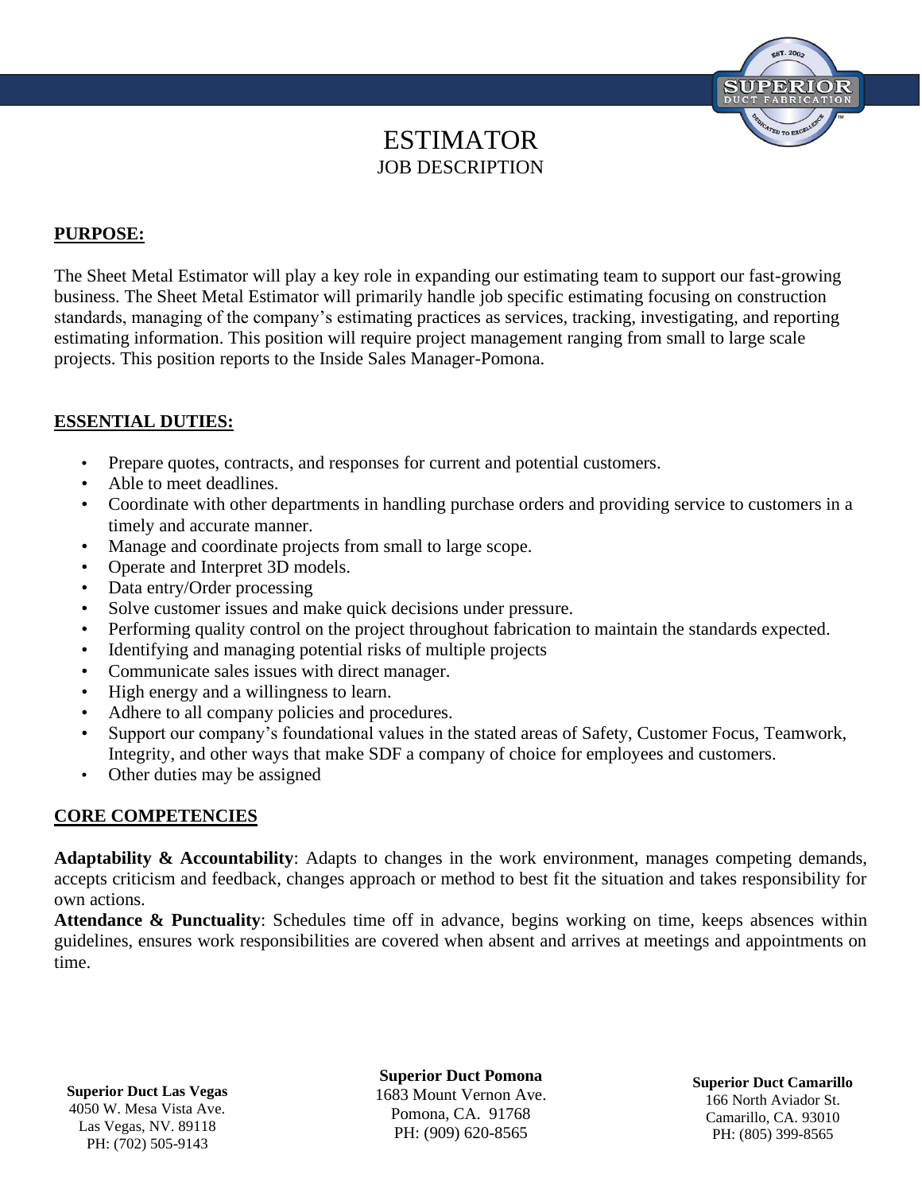# ESTIMATOR

## JOB DESCRIPTION

**PURPOSE:**

The Sheet Metal Estimator will play a key role in expanding our estimating team to support our fast-growing business. The Sheet Metal Estimator will primarily handle job specific estimating focusing on construction standards, managing of the company's estimating practices as services, tracking, investigating, and reporting estimating information. This position will require project management ranging from small to large scale projects. This position reports to the Inside Sales Manager-Pomona.

**ESSENTIAL DUTIES:**

- Prepare quotes, contracts, and responses for current and potential customers.
- Able to meet deadlines.
- Coordinate with other departments in handling purchase orders and providing service to customers in a timely and accurate manner.
- Manage and coordinate projects from small to large scope.
- Operate and Interpret 3D models.
- Data entry/Order processing
- Solve customer issues and make quick decisions under pressure.
- Performing quality control on the project throughout fabrication to maintain the standards expected.
- Identifying and managing potential risks of multiple projects
- Communicate sales issues with direct manager.
- High energy and a willingness to learn.
- Adhere to all company policies and procedures.
- Support our company's foundational values in the stated areas of Safety, Customer Focus, Teamwork, Integrity, and other ways that make SDF a company of choice for employees and customers.
- Other duties may be assigned

**CORE COMPETENCIES**

**Adaptability & Accountability**: Adapts to changes in the work environment, manages competing demands, accepts criticism and feedback, changes approach or method to best fit the situation and takes responsibility for own actions.

**Attendance & Punctuality**: Schedules time off in advance, begins working on time, keeps absences within guidelines, ensures work responsibilities are covered when absent and arrives at meetings and appointments on time.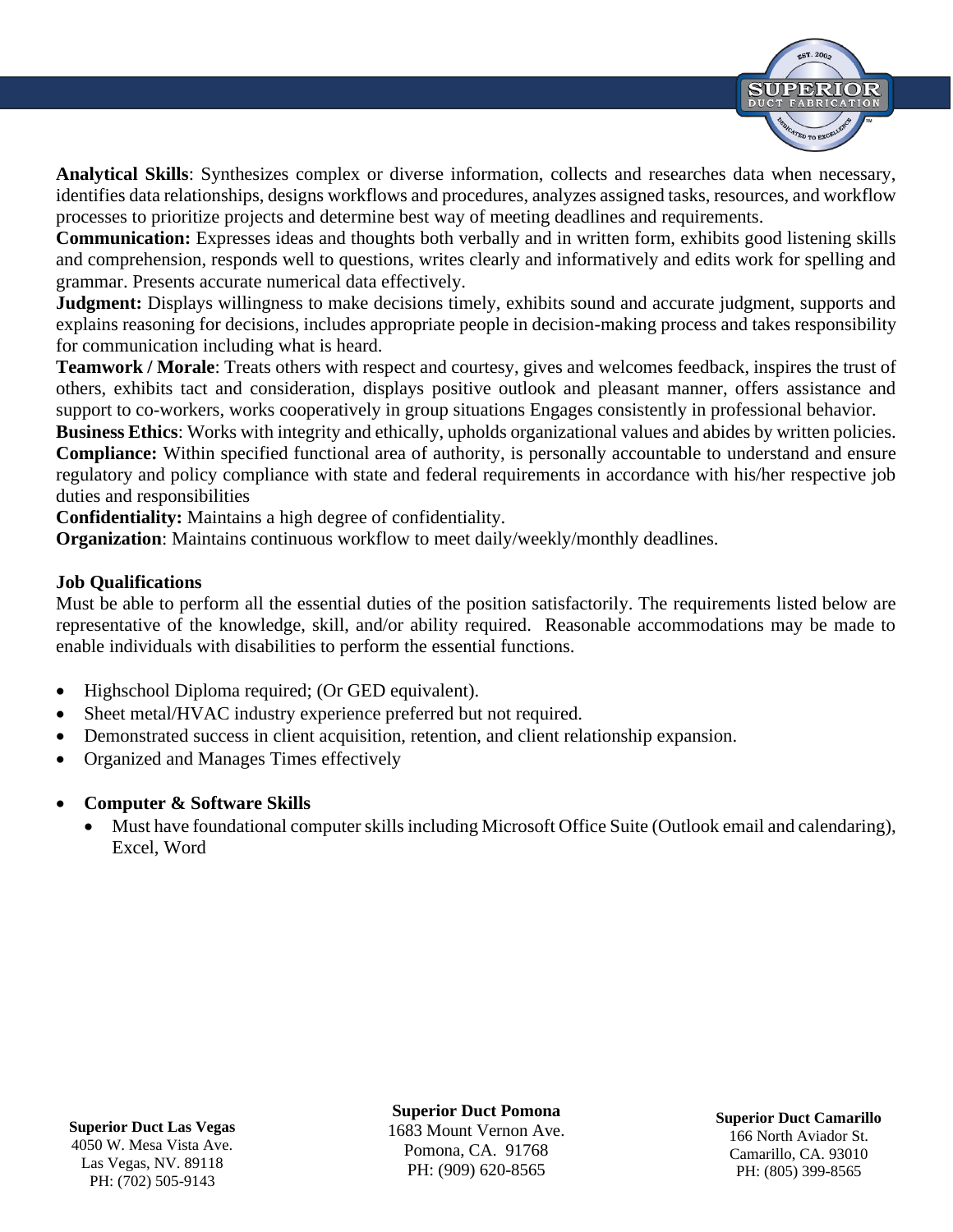**Analytical Skills**: Synthesizes complex or diverse information, collects and researches data when necessary, identifies data relationships, designs workflows and procedures, analyzes assigned tasks, resources, and workflow processes to prioritize projects and determine best way of meeting deadlines and requirements.
**Communication:** Expresses ideas and thoughts both verbally and in written form, exhibits good listening skills and comprehension, responds well to questions, writes clearly and informatively and edits work for spelling and grammar. Presents accurate numerical data effectively.
**Judgment:** Displays willingness to make decisions timely, exhibits sound and accurate judgment, supports and explains reasoning for decisions, includes appropriate people in decision-making process and takes responsibility for communication including what is heard.
**Teamwork / Morale**: Treats others with respect and courtesy, gives and welcomes feedback, inspires the trust of others, exhibits tact and consideration, displays positive outlook and pleasant manner, offers assistance and support to co-workers, works cooperatively in group situations Engages consistently in professional behavior.
**Business Ethics**: Works with integrity and ethically, upholds organizational values and abides by written policies.
**Compliance:** Within specified functional area of authority, is personally accountable to understand and ensure regulatory and policy compliance with state and federal requirements in accordance with his/her respective job duties and responsibilities
**Confidentiality:** Maintains a high degree of confidentiality.
**Organization**: Maintains continuous workflow to meet daily/weekly/monthly deadlines.

**Job Qualifications**
Must be able to perform all the essential duties of the position satisfactorily. The requirements listed below are representative of the knowledge, skill, and/or ability required. Reasonable accommodations may be made to enable individuals with disabilities to perform the essential functions.

- Highschool Diploma required; (Or GED equivalent).
- Sheet metal/HVAC industry experience preferred but not required.
- Demonstrated success in client acquisition, retention, and client relationship expansion.
- Organized and Manages Times effectively

- **Computer & Software Skills**
  - Must have foundational computer skills including Microsoft Office Suite (Outlook email and calendaring), Excel, Word

**Superior Duct Las Vegas**
4050 W. Mesa Vista Ave.
Las Vegas, NV. 89118
PH: (702) 505-9143

**Superior Duct Pomona**
1683 Mount Vernon Ave.
Pomona, CA. 91768
PH: (909) 620-8565

**Superior Duct Camarillo**
166 North Aviador St.
Camarillo, CA. 93010
PH: (805) 399-8565